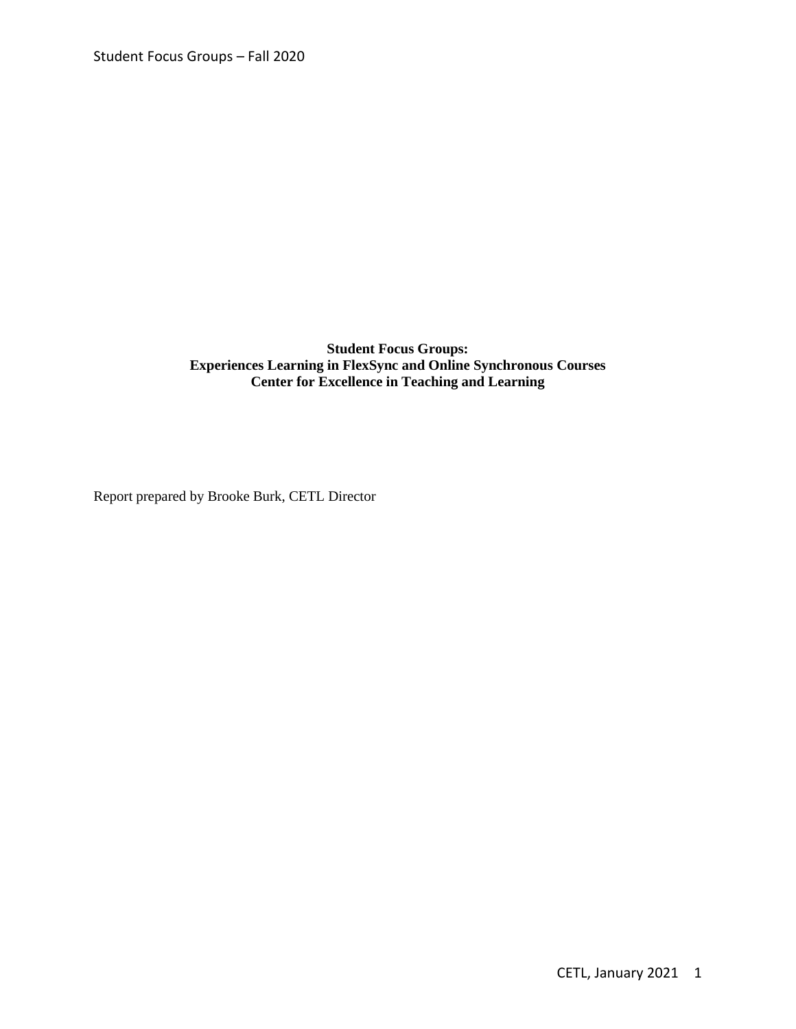# Student Focus Groups:
# Experiences Learning in FlexSync and Online Synchronous Courses
# Center for Excellence in Teaching and Learning

Report prepared by Brooke Burk, CETL Director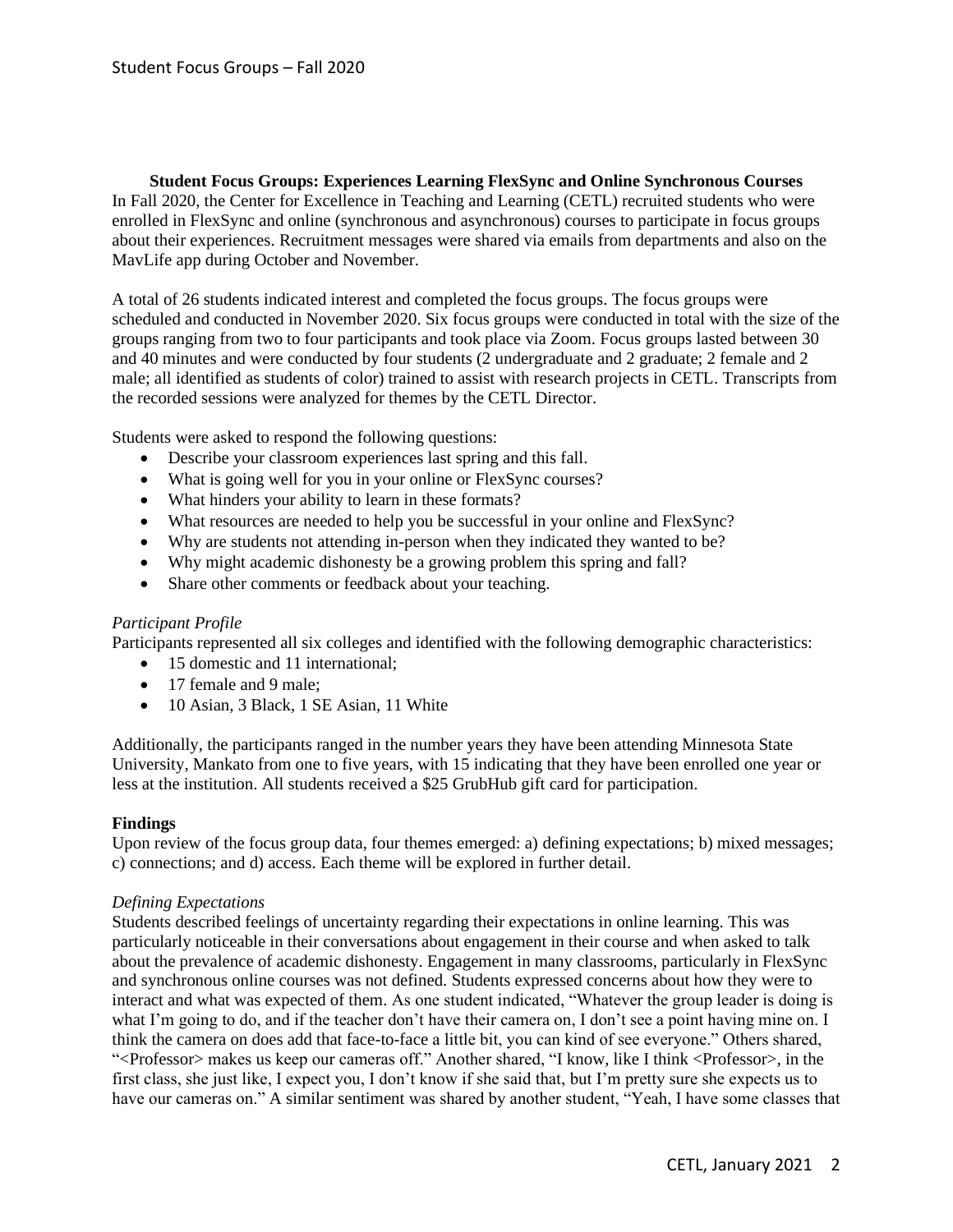**Student Focus Groups: Experiences Learning FlexSync and Online Synchronous Courses**

In Fall 2020, the Center for Excellence in Teaching and Learning (CETL) recruited students who were enrolled in FlexSync and online (synchronous and asynchronous) courses to participate in focus groups about their experiences. Recruitment messages were shared via emails from departments and also on the MavLife app during October and November.

A total of 26 students indicated interest and completed the focus groups. The focus groups were scheduled and conducted in November 2020. Six focus groups were conducted in total with the size of the groups ranging from two to four participants and took place via Zoom. Focus groups lasted between 30 and 40 minutes and were conducted by four students (2 undergraduate and 2 graduate; 2 female and 2 male; all identified as students of color) trained to assist with research projects in CETL. Transcripts from the recorded sessions were analyzed for themes by the CETL Director.

Students were asked to respond the following questions:

- Describe your classroom experiences last spring and this fall.
- What is going well for you in your online or FlexSync courses?
- What hinders your ability to learn in these formats?
- What resources are needed to help you be successful in your online and FlexSync?
- Why are students not attending in-person when they indicated they wanted to be?
- Why might academic dishonesty be a growing problem this spring and fall?
- Share other comments or feedback about your teaching.

*Participant Profile*

Participants represented all six colleges and identified with the following demographic characteristics:

- 15 domestic and 11 international;
- 17 female and 9 male;
- 10 Asian, 3 Black, 1 SE Asian, 11 White

Additionally, the participants ranged in the number years they have been attending Minnesota State University, Mankato from one to five years, with 15 indicating that they have been enrolled one year or less at the institution. All students received a $25 GrubHub gift card for participation.

**Findings**

Upon review of the focus group data, four themes emerged: a) defining expectations; b) mixed messages; c) connections; and d) access. Each theme will be explored in further detail.

*Defining Expectations*

Students described feelings of uncertainty regarding their expectations in online learning. This was particularly noticeable in their conversations about engagement in their course and when asked to talk about the prevalence of academic dishonesty. Engagement in many classrooms, particularly in FlexSync and synchronous online courses was not defined. Students expressed concerns about how they were to interact and what was expected of them. As one student indicated, "Whatever the group leader is doing is what I'm going to do, and if the teacher don't have their camera on, I don't see a point having mine on. I think the camera on does add that face-to-face a little bit, you can kind of see everyone." Others shared, "<Professor> makes us keep our cameras off." Another shared, "I know, like I think <Professor>, in the first class, she just like, I expect you, I don't know if she said that, but I'm pretty sure she expects us to have our cameras on." A similar sentiment was shared by another student, "Yeah, I have some classes that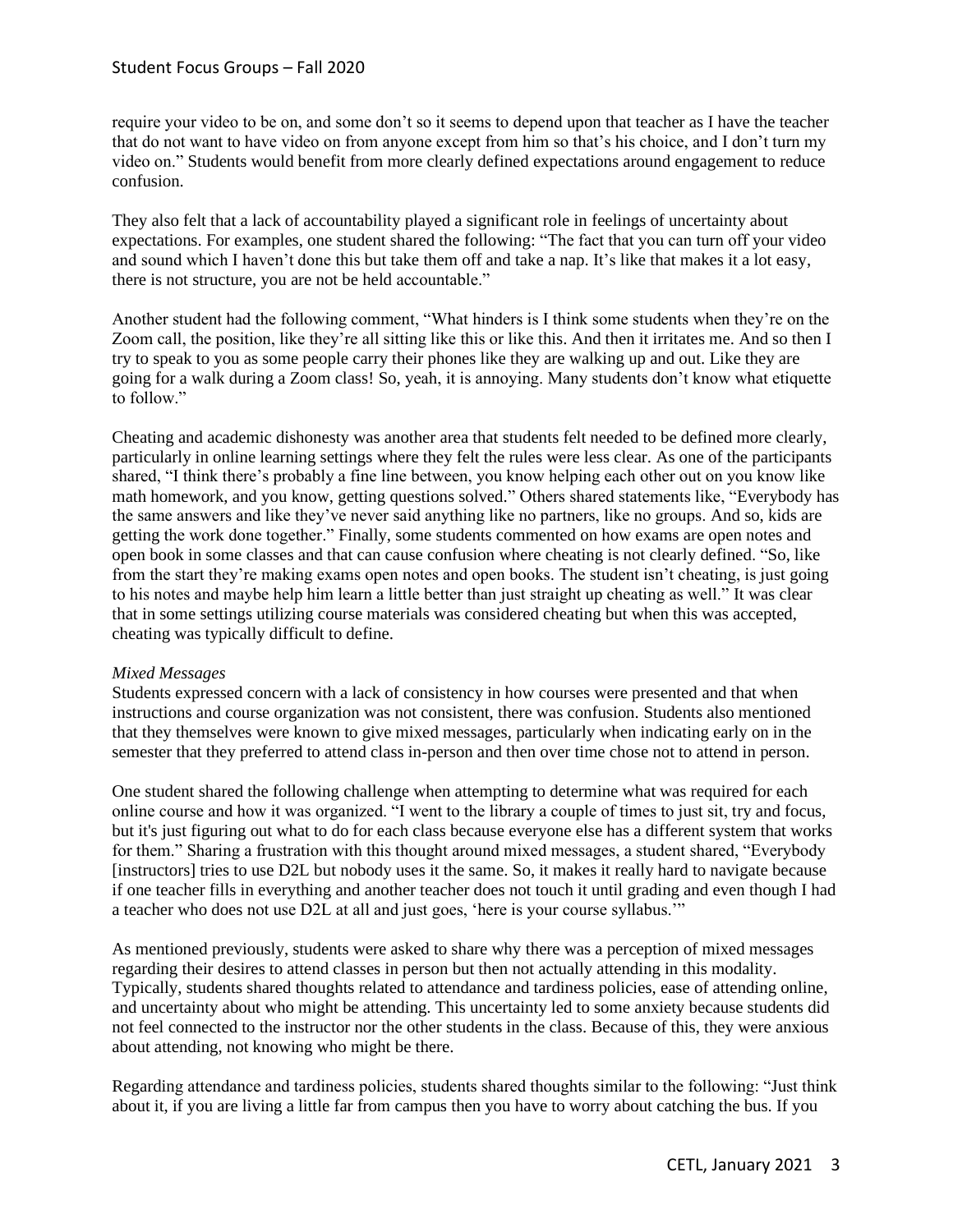require your video to be on, and some don't so it seems to depend upon that teacher as I have the teacher that do not want to have video on from anyone except from him so that's his choice, and I don't turn my video on." Students would benefit from more clearly defined expectations around engagement to reduce confusion.

They also felt that a lack of accountability played a significant role in feelings of uncertainty about expectations. For examples, one student shared the following: "The fact that you can turn off your video and sound which I haven't done this but take them off and take a nap. It's like that makes it a lot easy, there is not structure, you are not be held accountable."

Another student had the following comment, "What hinders is I think some students when they're on the Zoom call, the position, like they're all sitting like this or like this. And then it irritates me. And so then I try to speak to you as some people carry their phones like they are walking up and out. Like they are going for a walk during a Zoom class! So, yeah, it is annoying. Many students don't know what etiquette to follow."

Cheating and academic dishonesty was another area that students felt needed to be defined more clearly, particularly in online learning settings where they felt the rules were less clear. As one of the participants shared, "I think there's probably a fine line between, you know helping each other out on you know like math homework, and you know, getting questions solved." Others shared statements like, "Everybody has the same answers and like they've never said anything like no partners, like no groups. And so, kids are getting the work done together." Finally, some students commented on how exams are open notes and open book in some classes and that can cause confusion where cheating is not clearly defined. "So, like from the start they're making exams open notes and open books. The student isn't cheating, is just going to his notes and maybe help him learn a little better than just straight up cheating as well." It was clear that in some settings utilizing course materials was considered cheating but when this was accepted, cheating was typically difficult to define.

*Mixed Messages*

Students expressed concern with a lack of consistency in how courses were presented and that when instructions and course organization was not consistent, there was confusion. Students also mentioned that they themselves were known to give mixed messages, particularly when indicating early on in the semester that they preferred to attend class in-person and then over time chose not to attend in person.

One student shared the following challenge when attempting to determine what was required for each online course and how it was organized. "I went to the library a couple of times to just sit, try and focus, but it's just figuring out what to do for each class because everyone else has a different system that works for them." Sharing a frustration with this thought around mixed messages, a student shared, "Everybody [instructors] tries to use D2L but nobody uses it the same. So, it makes it really hard to navigate because if one teacher fills in everything and another teacher does not touch it until grading and even though I had a teacher who does not use D2L at all and just goes, 'here is your course syllabus.'"

As mentioned previously, students were asked to share why there was a perception of mixed messages regarding their desires to attend classes in person but then not actually attending in this modality. Typically, students shared thoughts related to attendance and tardiness policies, ease of attending online, and uncertainty about who might be attending. This uncertainty led to some anxiety because students did not feel connected to the instructor nor the other students in the class. Because of this, they were anxious about attending, not knowing who might be there.

Regarding attendance and tardiness policies, students shared thoughts similar to the following: "Just think about it, if you are living a little far from campus then you have to worry about catching the bus. If you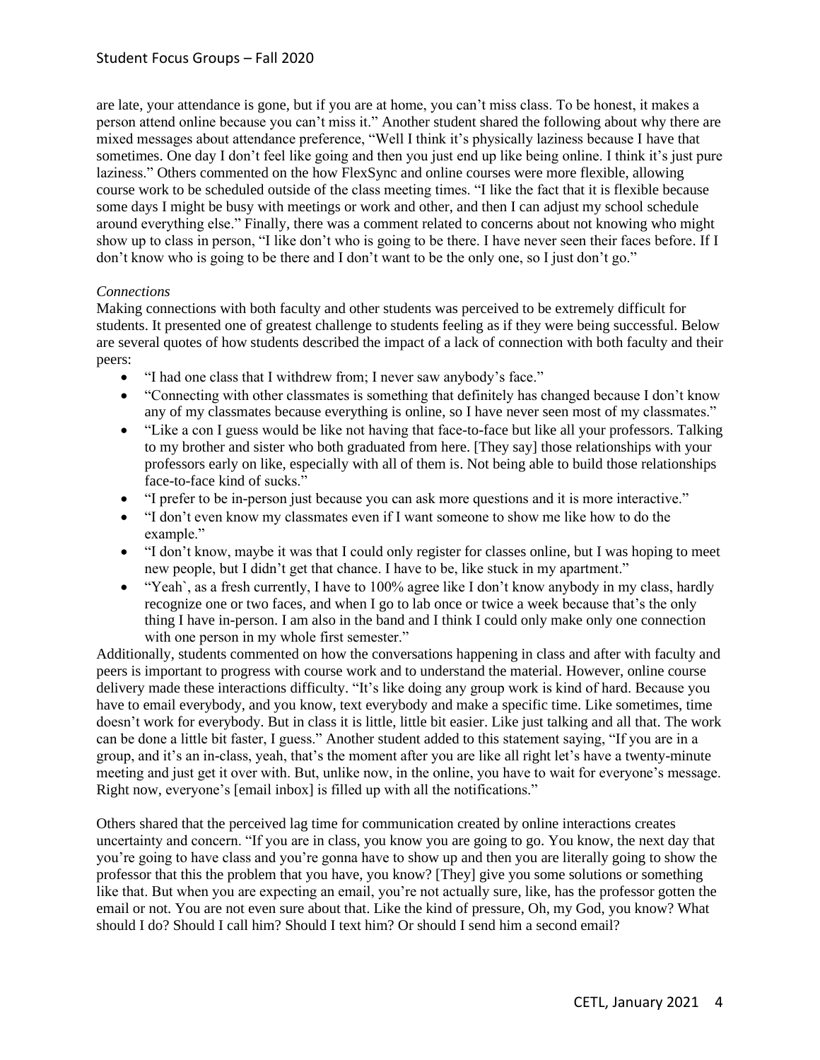are late, your attendance is gone, but if you are at home, you can't miss class. To be honest, it makes a person attend online because you can't miss it." Another student shared the following about why there are mixed messages about attendance preference, "Well I think it's physically laziness because I have that sometimes. One day I don't feel like going and then you just end up like being online. I think it's just pure laziness." Others commented on the how FlexSync and online courses were more flexible, allowing course work to be scheduled outside of the class meeting times. "I like the fact that it is flexible because some days I might be busy with meetings or work and other, and then I can adjust my school schedule around everything else." Finally, there was a comment related to concerns about not knowing who might show up to class in person, "I like don't who is going to be there. I have never seen their faces before. If I don't know who is going to be there and I don't want to be the only one, so I just don't go."

*Connections*

Making connections with both faculty and other students was perceived to be extremely difficult for students. It presented one of greatest challenge to students feeling as if they were being successful. Below are several quotes of how students described the impact of a lack of connection with both faculty and their peers:

- "I had one class that I withdrew from; I never saw anybody's face."
- "Connecting with other classmates is something that definitely has changed because I don't know any of my classmates because everything is online, so I have never seen most of my classmates."
- "Like a con I guess would be like not having that face-to-face but like all your professors. Talking to my brother and sister who both graduated from here. [They say] those relationships with your professors early on like, especially with all of them is. Not being able to build those relationships face-to-face kind of sucks."
- "I prefer to be in-person just because you can ask more questions and it is more interactive."
- "I don't even know my classmates even if I want someone to show me like how to do the example."
- "I don't know, maybe it was that I could only register for classes online, but I was hoping to meet new people, but I didn't get that chance. I have to be, like stuck in my apartment."
- "Yeah`, as a fresh currently, I have to 100% agree like I don't know anybody in my class, hardly recognize one or two faces, and when I go to lab once or twice a week because that's the only thing I have in-person. I am also in the band and I think I could only make only one connection with one person in my whole first semester."

Additionally, students commented on how the conversations happening in class and after with faculty and peers is important to progress with course work and to understand the material. However, online course delivery made these interactions difficulty. "It's like doing any group work is kind of hard. Because you have to email everybody, and you know, text everybody and make a specific time. Like sometimes, time doesn't work for everybody. But in class it is little, little bit easier. Like just talking and all that. The work can be done a little bit faster, I guess." Another student added to this statement saying, "If you are in a group, and it's an in-class, yeah, that's the moment after you are like all right let's have a twenty-minute meeting and just get it over with. But, unlike now, in the online, you have to wait for everyone's message. Right now, everyone's [email inbox] is filled up with all the notifications."

Others shared that the perceived lag time for communication created by online interactions creates uncertainty and concern. "If you are in class, you know you are going to go. You know, the next day that you're going to have class and you're gonna have to show up and then you are literally going to show the professor that this the problem that you have, you know? [They] give you some solutions or something like that. But when you are expecting an email, you're not actually sure, like, has the professor gotten the email or not. You are not even sure about that. Like the kind of pressure, Oh, my God, you know? What should I do? Should I call him? Should I text him? Or should I send him a second email?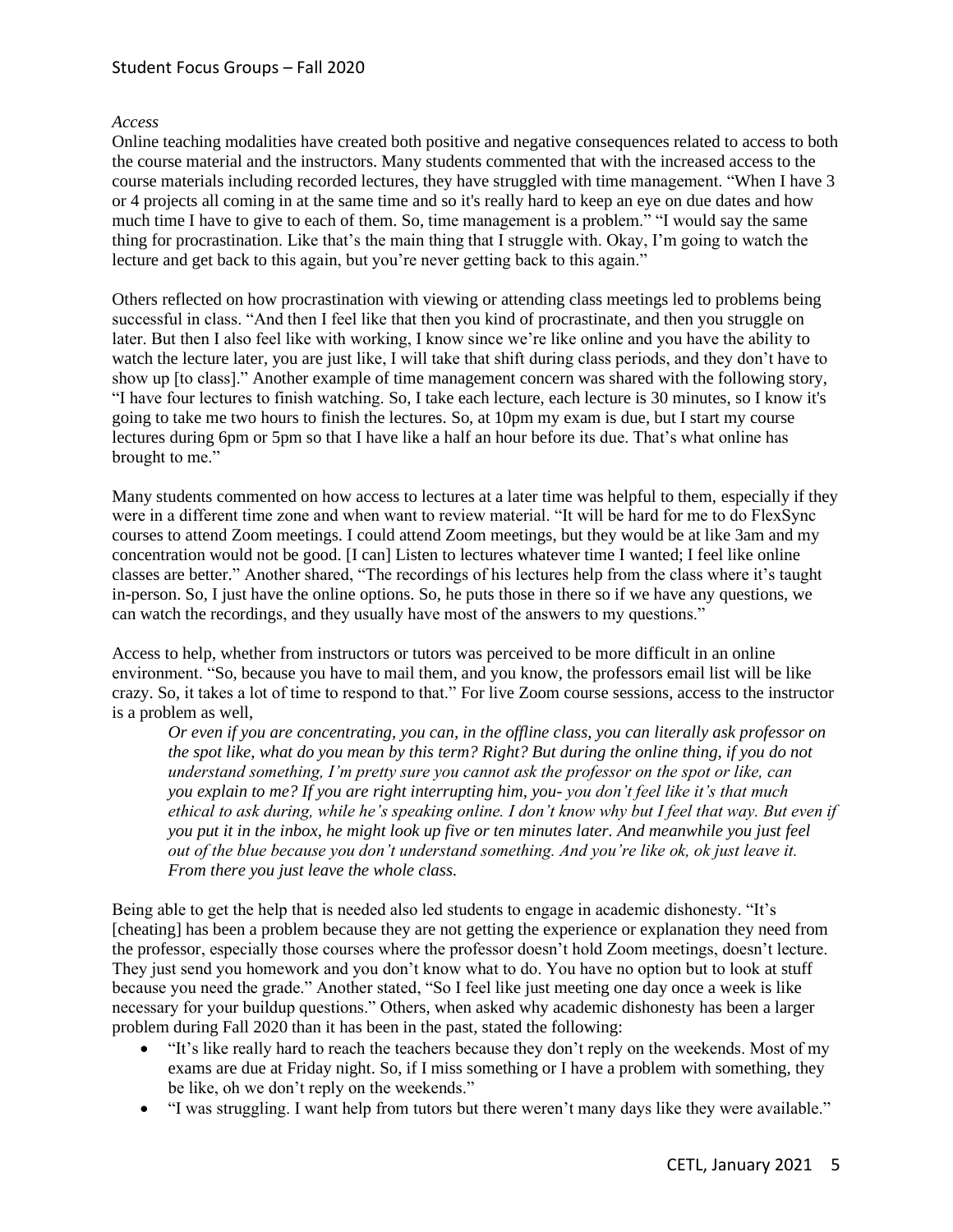*Access*

Online teaching modalities have created both positive and negative consequences related to access to both the course material and the instructors. Many students commented that with the increased access to the course materials including recorded lectures, they have struggled with time management. "When I have 3 or 4 projects all coming in at the same time and so it's really hard to keep an eye on due dates and how much time I have to give to each of them. So, time management is a problem." "I would say the same thing for procrastination. Like that's the main thing that I struggle with. Okay, I'm going to watch the lecture and get back to this again, but you're never getting back to this again."

Others reflected on how procrastination with viewing or attending class meetings led to problems being successful in class. "And then I feel like that then you kind of procrastinate, and then you struggle on later. But then I also feel like with working, I know since we're like online and you have the ability to watch the lecture later, you are just like, I will take that shift during class periods, and they don't have to show up [to class]." Another example of time management concern was shared with the following story, "I have four lectures to finish watching. So, I take each lecture, each lecture is 30 minutes, so I know it's going to take me two hours to finish the lectures. So, at 10pm my exam is due, but I start my course lectures during 6pm or 5pm so that I have like a half an hour before its due. That's what online has brought to me."

Many students commented on how access to lectures at a later time was helpful to them, especially if they were in a different time zone and when want to review material. "It will be hard for me to do FlexSync courses to attend Zoom meetings. I could attend Zoom meetings, but they would be at like 3am and my concentration would not be good. [I can] Listen to lectures whatever time I wanted; I feel like online classes are better." Another shared, "The recordings of his lectures help from the class where it's taught in-person. So, I just have the online options. So, he puts those in there so if we have any questions, we can watch the recordings, and they usually have most of the answers to my questions."

Access to help, whether from instructors or tutors was perceived to be more difficult in an online environment. "So, because you have to mail them, and you know, the professors email list will be like crazy. So, it takes a lot of time to respond to that." For live Zoom course sessions, access to the instructor is a problem as well,

> *Or even if you are concentrating, you can, in the offline class, you can literally ask professor on the spot like, what do you mean by this term? Right? But during the online thing, if you do not understand something, I'm pretty sure you cannot ask the professor on the spot or like, can you explain to me? If you are right interrupting him, you- you don't feel like it's that much ethical to ask during, while he's speaking online. I don't know why but I feel that way. But even if you put it in the inbox, he might look up five or ten minutes later. And meanwhile you just feel out of the blue because you don't understand something. And you're like ok, ok just leave it. From there you just leave the whole class.*

Being able to get the help that is needed also led students to engage in academic dishonesty. "It's [cheating] has been a problem because they are not getting the experience or explanation they need from the professor, especially those courses where the professor doesn't hold Zoom meetings, doesn't lecture. They just send you homework and you don't know what to do. You have no option but to look at stuff because you need the grade." Another stated, "So I feel like just meeting one day once a week is like necessary for your buildup questions." Others, when asked why academic dishonesty has been a larger problem during Fall 2020 than it has been in the past, stated the following:

- "It's like really hard to reach the teachers because they don't reply on the weekends. Most of my exams are due at Friday night. So, if I miss something or I have a problem with something, they be like, oh we don't reply on the weekends."
- "I was struggling. I want help from tutors but there weren't many days like they were available."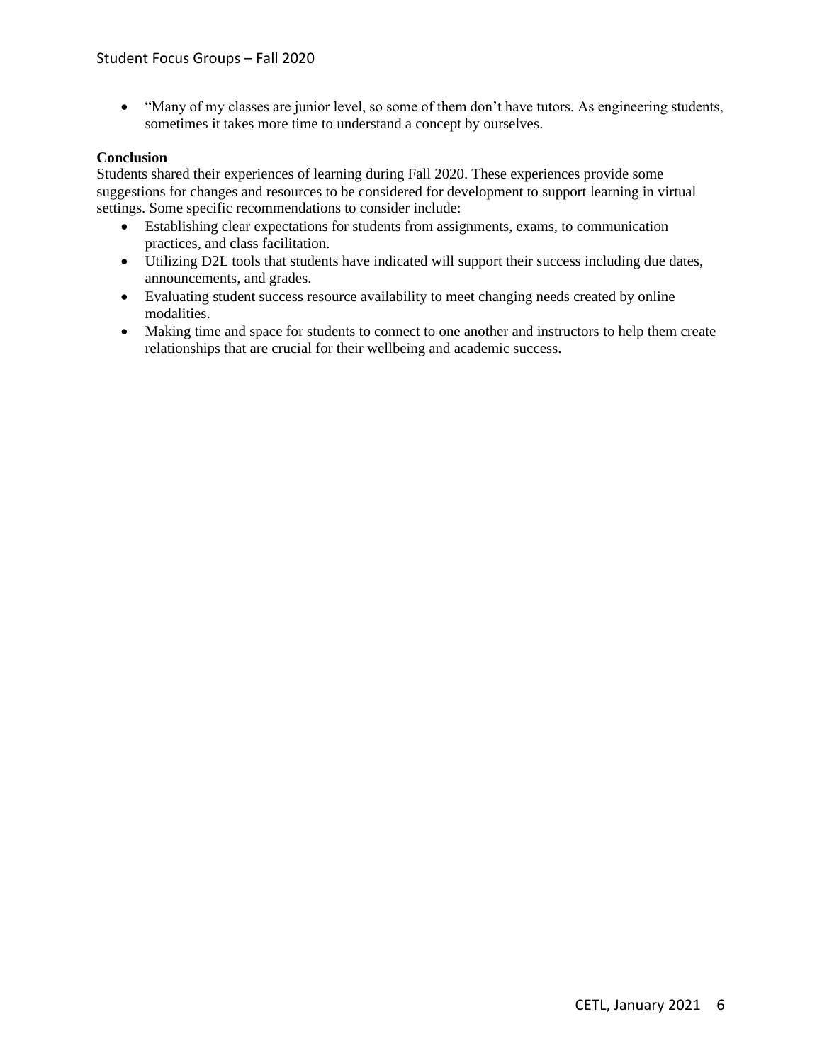- "Many of my classes are junior level, so some of them don't have tutors. As engineering students, sometimes it takes more time to understand a concept by ourselves.

**Conclusion**

Students shared their experiences of learning during Fall 2020. These experiences provide some suggestions for changes and resources to be considered for development to support learning in virtual settings. Some specific recommendations to consider include:

- Establishing clear expectations for students from assignments, exams, to communication practices, and class facilitation.
- Utilizing D2L tools that students have indicated will support their success including due dates, announcements, and grades.
- Evaluating student success resource availability to meet changing needs created by online modalities.
- Making time and space for students to connect to one another and instructors to help them create relationships that are crucial for their wellbeing and academic success.